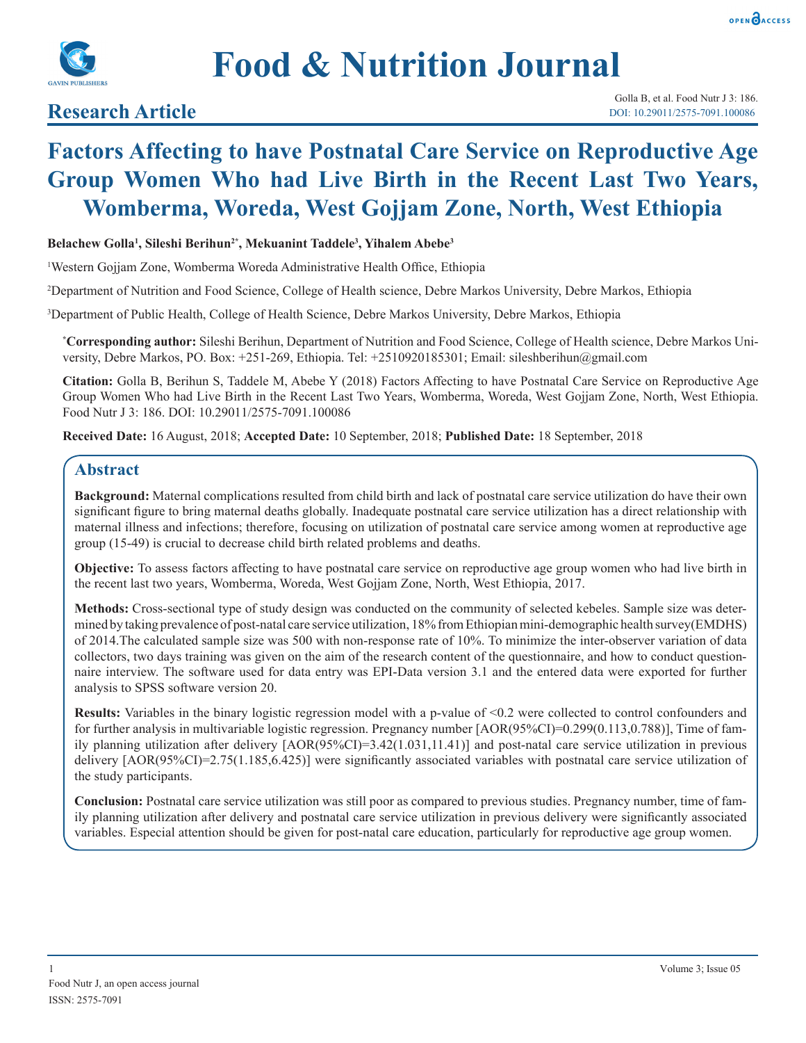# Food & Nutrition Journal

## Research Article

# Factors Affecting to have Postnatal Care Service on Reproductive Age Group Women Who had Live Birth in the Recent Last Two Years, Womberma, Woreda, West Gojjam Zone, North, West Ethiopia

**Belachew Golla[1], Sileshi Berihun[2*], Mekuanint Taddele[3], Yihalem Abebe[3]**

[1]Western Gojjam Zone, Womberma Woreda Administrative Health Office, Ethiopia

[2]Department of Nutrition and Food Science, College of Health science, Debre Markos University, Debre Markos, Ethiopia

[3]Department of Public Health, College of Health Science, Debre Markos University, Debre Markos, Ethiopia

**[*]Corresponding author:** Sileshi Berihun, Department of Nutrition and Food Science, College of Health science, Debre Markos University, Debre Markos, PO. Box: +251-269, Ethiopia. Tel: +2510920185301; Email: sileshberihun@gmail.com

**Citation:** Golla B, Berihun S, Taddele M, Abebe Y (2018) Factors Affecting to have Postnatal Care Service on Reproductive Age Group Women Who had Live Birth in the Recent Last Two Years, Womberma, Woreda, West Gojjam Zone, North, West Ethiopia. Food Nutr J 3: 186. DOI: 10.29011/2575-7091.100086

**Received Date:** 16 August, 2018; **Accepted Date:** 10 September, 2018; **Published Date:** 18 September, 2018

## Abstract

**Background:** Maternal complications resulted from child birth and lack of postnatal care service utilization do have their own significant figure to bring maternal deaths globally. Inadequate postnatal care service utilization has a direct relationship with maternal illness and infections; therefore, focusing on utilization of postnatal care service among women at reproductive age group (15-49) is crucial to decrease child birth related problems and deaths.

**Objective:** To assess factors affecting to have postnatal care service on reproductive age group women who had live birth in the recent last two years, Womberma, Woreda, West Gojjam Zone, North, West Ethiopia, 2017.

**Methods:** Cross-sectional type of study design was conducted on the community of selected kebeles. Sample size was determined by taking prevalence of post-natal care service utilization, 18% from Ethiopian mini-demographic health survey(EMDHS) of 2014.The calculated sample size was 500 with non-response rate of 10%. To minimize the inter-observer variation of data collectors, two days training was given on the aim of the research content of the questionnaire, and how to conduct questionnaire interview. The software used for data entry was EPI-Data version 3.1 and the entered data were exported for further analysis to SPSS software version 20.

**Results:** Variables in the binary logistic regression model with a p-value of <0.2 were collected to control confounders and for further analysis in multivariable logistic regression. Pregnancy number [AOR(95%CI)=0.299(0.113,0.788)], Time of family planning utilization after delivery [AOR(95%CI)=3.42(1.031,11.41)] and post-natal care service utilization in previous delivery [AOR(95%CI)=2.75(1.185,6.425)] were significantly associated variables with postnatal care service utilization of the study participants.

**Conclusion:** Postnatal care service utilization was still poor as compared to previous studies. Pregnancy number, time of family planning utilization after delivery and postnatal care service utilization in previous delivery were significantly associated variables. Especial attention should be given for post-natal care education, particularly for reproductive age group women.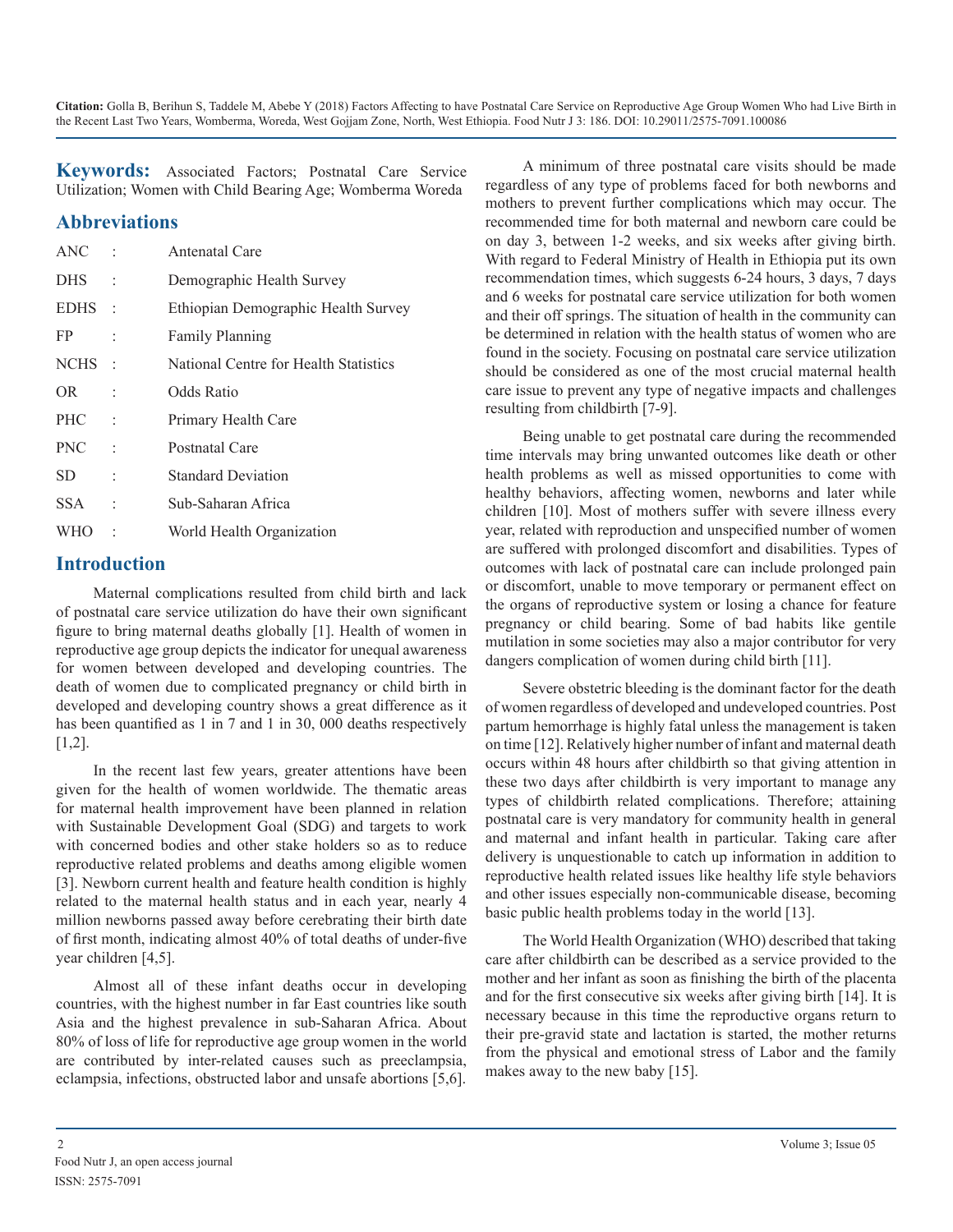**Keywords:** Associated Factors; Postnatal Care Service Utilization; Women with Child Bearing Age; Womberma Woreda

## Abbreviations

| | | |
|---|---|---|
| ANC | : | Antenatal Care |
| DHS | : | Demographic Health Survey |
| EDHS | : | Ethiopian Demographic Health Survey |
| FP | : | Family Planning |
| NCHS | : | National Centre for Health Statistics |
| OR | : | Odds Ratio |
| PHC | : | Primary Health Care |
| PNC | : | Postnatal Care |
| SD | : | Standard Deviation |
| SSA | : | Sub-Saharan Africa |
| WHO | : | World Health Organization |

## Introduction

Maternal complications resulted from child birth and lack of postnatal care service utilization do have their own significant figure to bring maternal deaths globally [1]. Health of women in reproductive age group depicts the indicator for unequal awareness for women between developed and developing countries. The death of women due to complicated pregnancy or child birth in developed and developing country shows a great difference as it has been quantified as 1 in 7 and 1 in 30, 000 deaths respectively [1,2].

In the recent last few years, greater attentions have been given for the health of women worldwide. The thematic areas for maternal health improvement have been planned in relation with Sustainable Development Goal (SDG) and targets to work with concerned bodies and other stake holders so as to reduce reproductive related problems and deaths among eligible women [3]. Newborn current health and feature health condition is highly related to the maternal health status and in each year, nearly 4 million newborns passed away before cerebrating their birth date of first month, indicating almost 40% of total deaths of under-five year children [4,5].

Almost all of these infant deaths occur in developing countries, with the highest number in far East countries like south Asia and the highest prevalence in sub-Saharan Africa. About 80% of loss of life for reproductive age group women in the world are contributed by inter-related causes such as preeclampsia, eclampsia, infections, obstructed labor and unsafe abortions [5,6].

A minimum of three postnatal care visits should be made regardless of any type of problems faced for both newborns and mothers to prevent further complications which may occur. The recommended time for both maternal and newborn care could be on day 3, between 1-2 weeks, and six weeks after giving birth. With regard to Federal Ministry of Health in Ethiopia put its own recommendation times, which suggests 6-24 hours, 3 days, 7 days and 6 weeks for postnatal care service utilization for both women and their off springs. The situation of health in the community can be determined in relation with the health status of women who are found in the society. Focusing on postnatal care service utilization should be considered as one of the most crucial maternal health care issue to prevent any type of negative impacts and challenges resulting from childbirth [7-9].

Being unable to get postnatal care during the recommended time intervals may bring unwanted outcomes like death or other health problems as well as missed opportunities to come with healthy behaviors, affecting women, newborns and later while children [10]. Most of mothers suffer with severe illness every year, related with reproduction and unspecified number of women are suffered with prolonged discomfort and disabilities. Types of outcomes with lack of postnatal care can include prolonged pain or discomfort, unable to move temporary or permanent effect on the organs of reproductive system or losing a chance for feature pregnancy or child bearing. Some of bad habits like gentile mutilation in some societies may also a major contributor for very dangers complication of women during child birth [11].

Severe obstetric bleeding is the dominant factor for the death of women regardless of developed and undeveloped countries. Post partum hemorrhage is highly fatal unless the management is taken on time [12]. Relatively higher number of infant and maternal death occurs within 48 hours after childbirth so that giving attention in these two days after childbirth is very important to manage any types of childbirth related complications. Therefore; attaining postnatal care is very mandatory for community health in general and maternal and infant health in particular. Taking care after delivery is unquestionable to catch up information in addition to reproductive health related issues like healthy life style behaviors and other issues especially non-communicable disease, becoming basic public health problems today in the world [13].

The World Health Organization (WHO) described that taking care after childbirth can be described as a service provided to the mother and her infant as soon as finishing the birth of the placenta and for the first consecutive six weeks after giving birth [14]. It is necessary because in this time the reproductive organs return to their pre-gravid state and lactation is started, the mother returns from the physical and emotional stress of Labor and the family makes away to the new baby [15].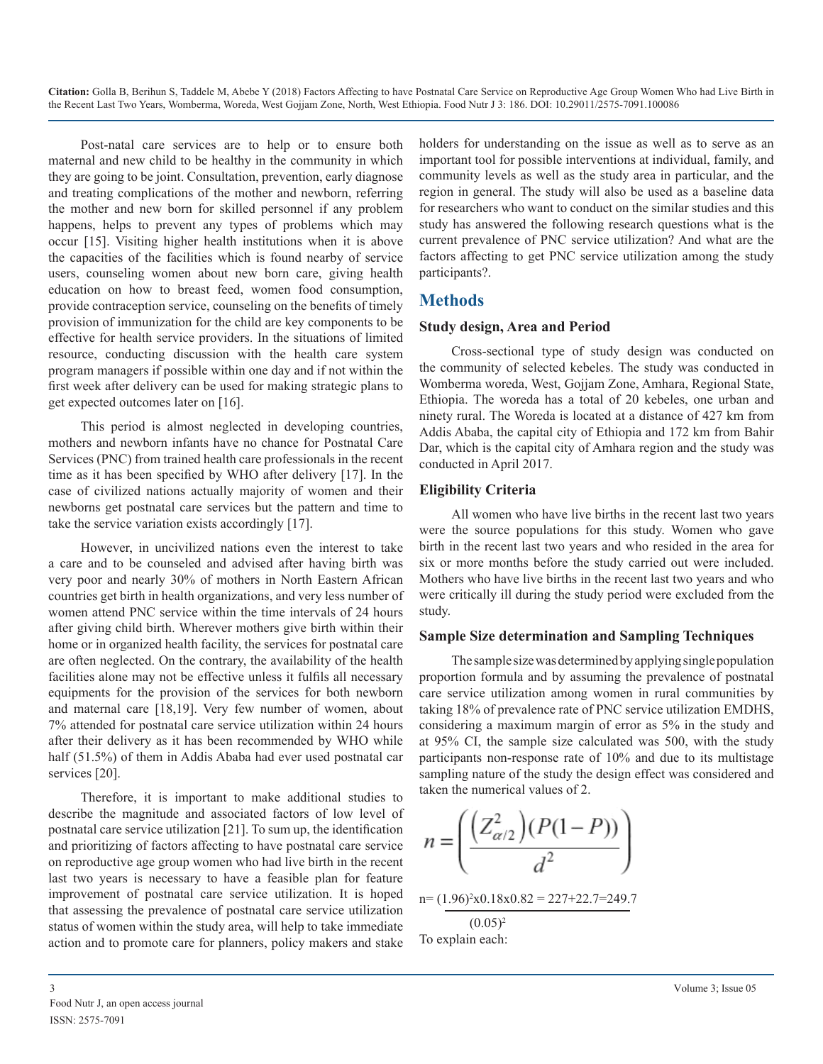Post-natal care services are to help or to ensure both maternal and new child to be healthy in the community in which they are going to be joint. Consultation, prevention, early diagnose and treating complications of the mother and newborn, referring the mother and new born for skilled personnel if any problem happens, helps to prevent any types of problems which may occur [15]. Visiting higher health institutions when it is above the capacities of the facilities which is found nearby of service users, counseling women about new born care, giving health education on how to breast feed, women food consumption, provide contraception service, counseling on the benefits of timely provision of immunization for the child are key components to be effective for health service providers. In the situations of limited resource, conducting discussion with the health care system program managers if possible within one day and if not within the first week after delivery can be used for making strategic plans to get expected outcomes later on [16].

This period is almost neglected in developing countries, mothers and newborn infants have no chance for Postnatal Care Services (PNC) from trained health care professionals in the recent time as it has been specified by WHO after delivery [17]. In the case of civilized nations actually majority of women and their newborns get postnatal care services but the pattern and time to take the service variation exists accordingly [17].

However, in uncivilized nations even the interest to take a care and to be counseled and advised after having birth was very poor and nearly 30% of mothers in North Eastern African countries get birth in health organizations, and very less number of women attend PNC service within the time intervals of 24 hours after giving child birth. Wherever mothers give birth within their home or in organized health facility, the services for postnatal care are often neglected. On the contrary, the availability of the health facilities alone may not be effective unless it fulfils all necessary equipments for the provision of the services for both newborn and maternal care [18,19]. Very few number of women, about 7% attended for postnatal care service utilization within 24 hours after their delivery as it has been recommended by WHO while half (51.5%) of them in Addis Ababa had ever used postnatal car services [20].

Therefore, it is important to make additional studies to describe the magnitude and associated factors of low level of postnatal care service utilization [21]. To sum up, the identification and prioritizing of factors affecting to have postnatal care service on reproductive age group women who had live birth in the recent last two years is necessary to have a feasible plan for feature improvement of postnatal care service utilization. It is hoped that assessing the prevalence of postnatal care service utilization status of women within the study area, will help to take immediate action and to promote care for planners, policy makers and stake holders for understanding on the issue as well as to serve as an important tool for possible interventions at individual, family, and community levels as well as the study area in particular, and the region in general. The study will also be used as a baseline data for researchers who want to conduct on the similar studies and this study has answered the following research questions what is the current prevalence of PNC service utilization? And what are the factors affecting to get PNC service utilization among the study participants?.

## Methods

### Study design, Area and Period

Cross-sectional type of study design was conducted on the community of selected kebeles. The study was conducted in Womberma woreda, West, Gojjam Zone, Amhara, Regional State, Ethiopia. The woreda has a total of 20 kebeles, one urban and ninety rural. The Woreda is located at a distance of 427 km from Addis Ababa, the capital city of Ethiopia and 172 km from Bahir Dar, which is the capital city of Amhara region and the study was conducted in April 2017.

### Eligibility Criteria

All women who have live births in the recent last two years were the source populations for this study. Women who gave birth in the recent last two years and who resided in the area for six or more months before the study carried out were included. Mothers who have live births in the recent last two years and who were critically ill during the study period were excluded from the study.

### Sample Size determination and Sampling Techniques

The sample size was determined by applying single population proportion formula and by assuming the prevalence of postnatal care service utilization among women in rural communities by taking 18% of prevalence rate of PNC service utilization EMDHS, considering a maximum margin of error as 5% in the study and at 95% CI, the sample size calculated was 500, with the study participants non-response rate of 10% and due to its multistage sampling nature of the study the design effect was considered and taken the numerical values of 2.

$$n = \left( \frac{\left(Z_{\alpha/2}^{2}\right)(P(1-P))}{d^{2}} \right)$$

$$n = \frac{(1.96)^2 \times 0.18 \times 0.82}{(0.05)^2} = 227+22.7=249.7$$

To explain each: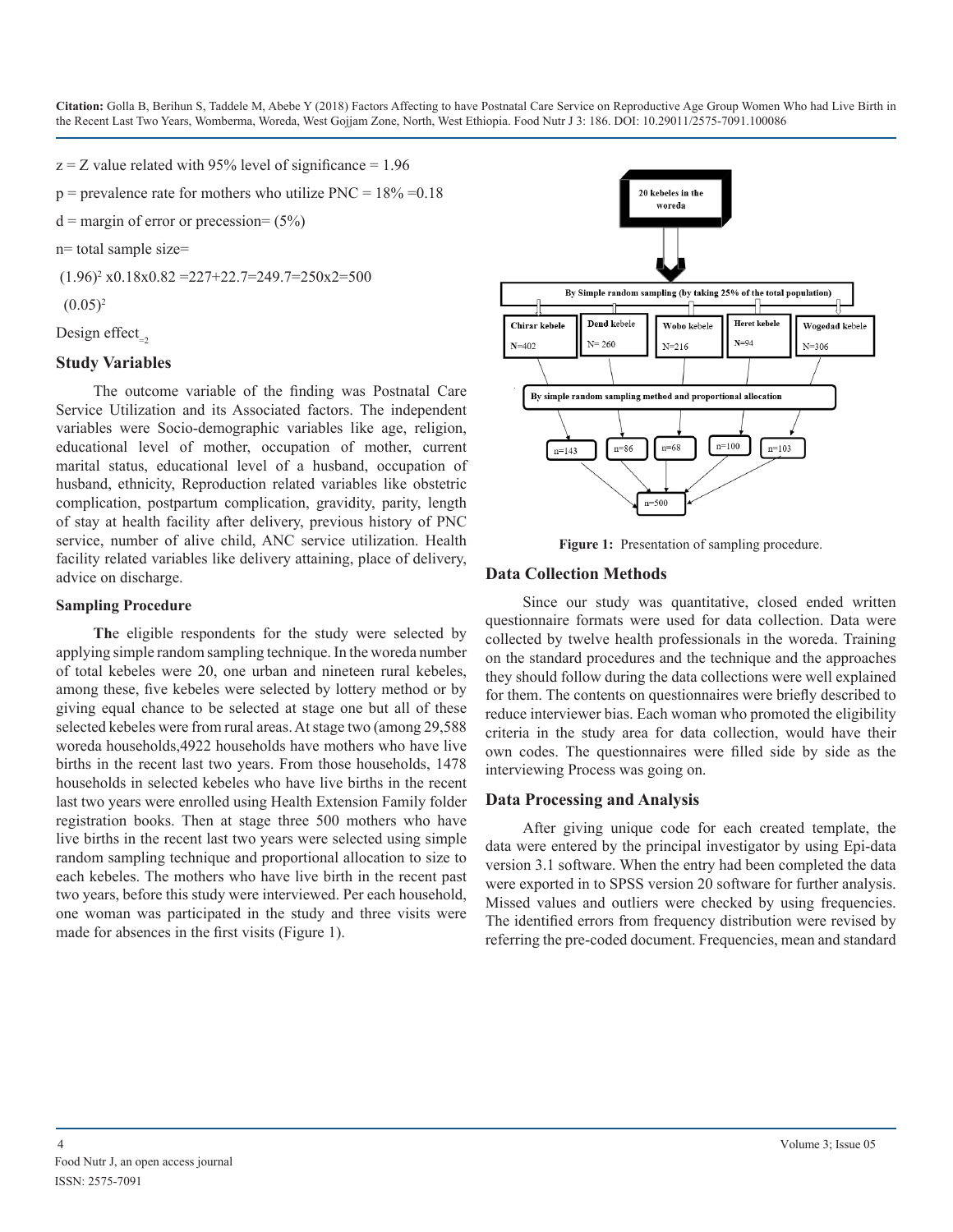z = Z value related with 95% level of significance = 1.96

p = prevalence rate for mothers who utilize PNC = 18% =0.18

d = margin of error or precession= (5%)

n= total sample size=

$\frac{(1.96)^2 \times 0.18 \times 0.82}{(0.05)^2}$ =227+22.7=249.7=250x2=500

Design effect$_{=2}$

## Study Variables

The outcome variable of the finding was Postnatal Care Service Utilization and its Associated factors. The independent variables were Socio-demographic variables like age, religion, educational level of mother, occupation of mother, current marital status, educational level of a husband, occupation of husband, ethnicity, Reproduction related variables like obstetric complication, postpartum complication, gravidity, parity, length of stay at health facility after delivery, previous history of PNC service, number of alive child, ANC service utilization. Health facility related variables like delivery attaining, place of delivery, advice on discharge.

### Sampling Procedure

The eligible respondents for the study were selected by applying simple random sampling technique. In the woreda number of total kebeles were 20, one urban and nineteen rural kebeles, among these, five kebeles were selected by lottery method or by giving equal chance to be selected at stage one but all of these selected kebeles were from rural areas. At stage two (among 29,588 woreda households,4922 households have mothers who have live births in the recent last two years. From those households, 1478 households in selected kebeles who have live births in the recent last two years were enrolled using Health Extension Family folder registration books. Then at stage three 500 mothers who have live births in the recent last two years were selected using simple random sampling technique and proportional allocation to size to each kebeles. The mothers who have live birth in the recent past two years, before this study were interviewed. Per each household, one woman was participated in the study and three visits were made for absences in the first visits (Figure 1).

20 kebeles in the woreda

By Simple random sampling (by taking 25% of the total population)

| Chirar kebele | Dend kebele | Wobo kebele | Heret kebele | Wogedad kebele |
|---|---|---|---|---|
| N=402 | N= 260 | N=216 | N=94 | N=306 |

By simple random sampling method and proportional allocation

| n=143 | n=86 | n=68 | n=100 | n=103 |
|---|---|---|---|---|

n=500

**Figure 1:** Presentation of sampling procedure.

## Data Collection Methods

Since our study was quantitative, closed ended written questionnaire formats were used for data collection. Data were collected by twelve health professionals in the woreda. Training on the standard procedures and the technique and the approaches they should follow during the data collections were well explained for them. The contents on questionnaires were briefly described to reduce interviewer bias. Each woman who promoted the eligibility criteria in the study area for data collection, would have their own codes. The questionnaires were filled side by side as the interviewing Process was going on.

## Data Processing and Analysis

After giving unique code for each created template, the data were entered by the principal investigator by using Epi-data version 3.1 software. When the entry had been completed the data were exported in to SPSS version 20 software for further analysis. Missed values and outliers were checked by using frequencies. The identified errors from frequency distribution were revised by referring the pre-coded document. Frequencies, mean and standard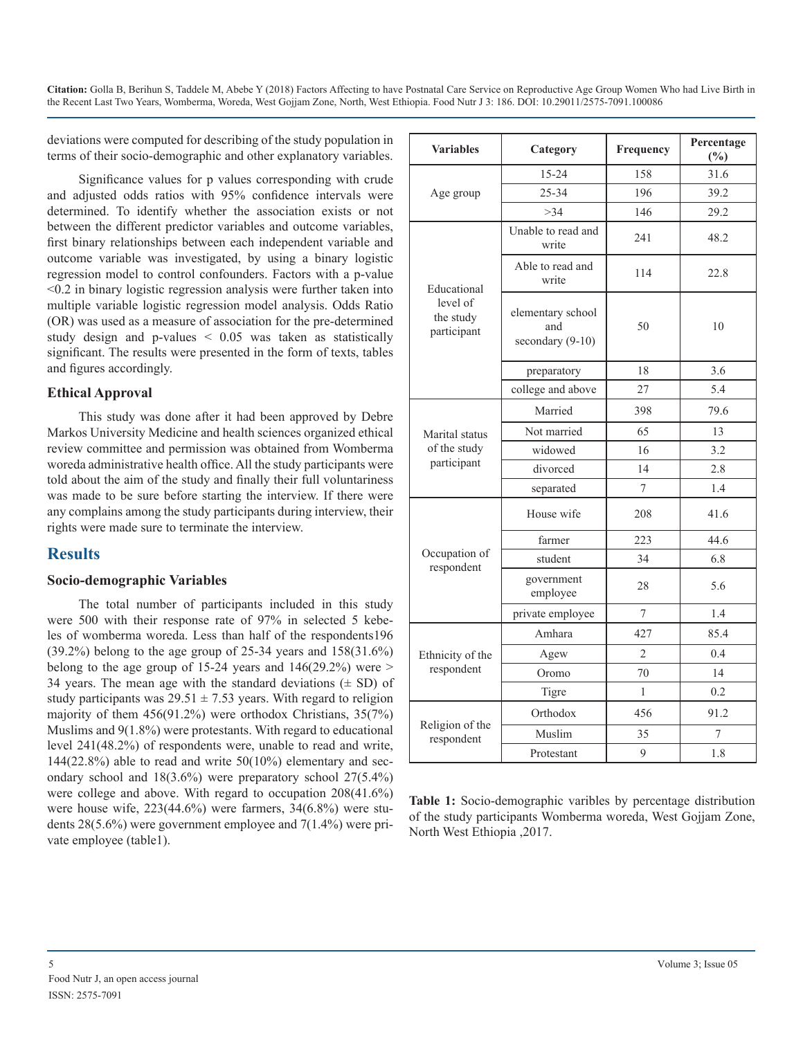deviations were computed for describing of the study population in terms of their socio-demographic and other explanatory variables.

Significance values for p values corresponding with crude and adjusted odds ratios with 95% confidence intervals were determined. To identify whether the association exists or not between the different predictor variables and outcome variables, first binary relationships between each independent variable and outcome variable was investigated, by using a binary logistic regression model to control confounders. Factors with a p-value <0.2 in binary logistic regression analysis were further taken into multiple variable logistic regression model analysis. Odds Ratio (OR) was used as a measure of association for the pre-determined study design and p-values < 0.05 was taken as statistically significant. The results were presented in the form of texts, tables and figures accordingly.

### Ethical Approval

This study was done after it had been approved by Debre Markos University Medicine and health sciences organized ethical review committee and permission was obtained from Womberma woreda administrative health office. All the study participants were told about the aim of the study and finally their full voluntariness was made to be sure before starting the interview. If there were any complains among the study participants during interview, their rights were made sure to terminate the interview.

## Results

### Socio-demographic Variables

The total number of participants included in this study were 500 with their response rate of 97% in selected 5 kebeles of womberma woreda. Less than half of the respondents196 (39.2%) belong to the age group of 25-34 years and 158(31.6%) belong to the age group of 15-24 years and 146(29.2%) were > 34 years. The mean age with the standard deviations (± SD) of study participants was 29.51 ± 7.53 years. With regard to religion majority of them 456(91.2%) were orthodox Christians, 35(7%) Muslims and 9(1.8%) were protestants. With regard to educational level 241(48.2%) of respondents were, unable to read and write, 144(22.8%) able to read and write 50(10%) elementary and secondary school and 18(3.6%) were preparatory school 27(5.4%) were college and above. With regard to occupation 208(41.6%) were house wife, 223(44.6%) were farmers, 34(6.8%) were students 28(5.6%) were government employee and 7(1.4%) were private employee (table1).

| Variables | Category | Frequency | Percentage (%) |
|---|---|---|---|
| Age group | 15-24 | 158 | 31.6 |
| | 25-34 | 196 | 39.2 |
| | >34 | 146 | 29.2 |
| Educational level of the study participant | Unable to read and write | 241 | 48.2 |
| | Able to read and write | 114 | 22.8 |
| | elementary school and secondary (9-10) | 50 | 10 |
| | preparatory | 18 | 3.6 |
| | college and above | 27 | 5.4 |
| Marital status of the study participant | Married | 398 | 79.6 |
| | Not married | 65 | 13 |
| | widowed | 16 | 3.2 |
| | divorced | 14 | 2.8 |
| | separated | 7 | 1.4 |
| Occupation of respondent | House wife | 208 | 41.6 |
| | farmer | 223 | 44.6 |
| | student | 34 | 6.8 |
| | government employee | 28 | 5.6 |
| | private employee | 7 | 1.4 |
| Ethnicity of the respondent | Amhara | 427 | 85.4 |
| | Agew | 2 | 0.4 |
| | Oromo | 70 | 14 |
| | Tigre | 1 | 0.2 |
| Religion of the respondent | Orthodox | 456 | 91.2 |
| | Muslim | 35 | 7 |
| | Protestant | 9 | 1.8 |

**Table 1:** Socio-demographic varibles by percentage distribution of the study participants Womberma woreda, West Gojjam Zone, North West Ethiopia ,2017.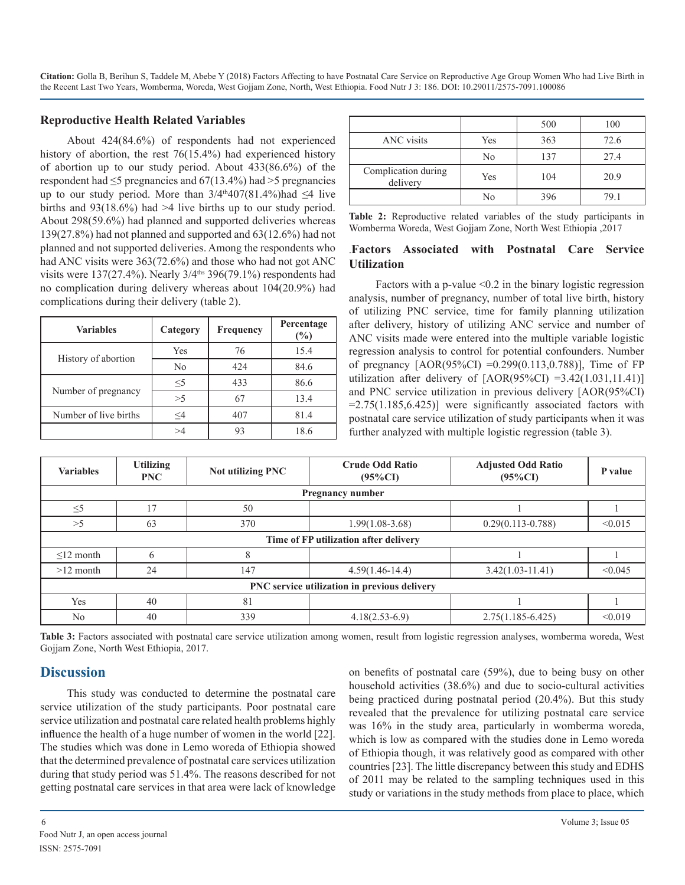### Reproductive Health Related Variables

About 424(84.6%) of respondents had not experienced history of abortion, the rest 76(15.4%) had experienced history of abortion up to our study period. About 433(86.6%) of the respondent had ≤5 pregnancies and 67(13.4%) had >5 pregnancies up to our study period. More than 3/4[th]407(81.4%)had ≤4 live births and 93(18.6%) had >4 live births up to our study period. About 298(59.6%) had planned and supported deliveries whereas 139(27.8%) had not planned and supported and 63(12.6%) had not planned and not supported deliveries. Among the respondents who had ANC visits were 363(72.6%) and those who had not got ANC visits were 137(27.4%). Nearly 3/4[ths] 396(79.1%) respondents had no complication during delivery whereas about 104(20.9%) had complications during their delivery (table 2).

| Variables | Category | Frequency | Percentage (%) |
|---|---|---|---|
| History of abortion | Yes | 76 | 15.4 |
| | No | 424 | 84.6 |
| Number of pregnancy | ≤5 | 433 | 86.6 |
| | >5 | 67 | 13.4 |
| Number of live births | ≤4 | 407 | 81.4 |
| | >4 | 93 | 18.6 |
| | | 500 | 100 |
| ANC visits | Yes | 363 | 72.6 |
| | No | 137 | 27.4 |
| Complication during delivery | Yes | 104 | 20.9 |
| | No | 396 | 79.1 |

**Table 2:** Reproductive related variables of the study participants in Womberma Woreda, West Gojjam Zone, North West Ethiopia ,2017

### Factors Associated with Postnatal Care Service Utilization

Factors with a p-value <0.2 in the binary logistic regression analysis, number of pregnancy, number of total live birth, history of utilizing PNC service, time for family planning utilization after delivery, history of utilizing ANC service and number of ANC visits made were entered into the multiple variable logistic regression analysis to control for potential confounders. Number of pregnancy [AOR(95%CI) =0.299(0.113,0.788)], Time of FP utilization after delivery of [AOR(95%CI) =3.42(1.031,11.41)] and PNC service utilization in previous delivery [AOR(95%CI) =2.75(1.185,6.425)] were significantly associated factors with postnatal care service utilization of study participants when it was further analyzed with multiple logistic regression (table 3).

| Variables | Utilizing PNC | Not utilizing PNC | Crude Odd Ratio (95%CI) | Adjusted Odd Ratio (95%CI) | P value |
|---|---|---|---|---|---|
| **Pregnancy number** | | | | | |
| ≤5 | 17 | 50 | | 1 | 1 |
| >5 | 63 | 370 | 1.99(1.08-3.68) | 0.29(0.113-0.788) | <0.015 |
| **Time of FP utilization after delivery** | | | | | |
| ≤12 month | 6 | 8 | | 1 | 1 |
| >12 month | 24 | 147 | 4.59(1.46-14.4) | 3.42(1.03-11.41) | <0.045 |
| **PNC service utilization in previous delivery** | | | | | |
| Yes | 40 | 81 | | 1 | 1 |
| No | 40 | 339 | 4.18(2.53-6.9) | 2.75(1.185-6.425) | <0.019 |

**Table 3:** Factors associated with postnatal care service utilization among women, result from logistic regression analyses, womberma woreda, West Gojjam Zone, North West Ethiopia, 2017.

## Discussion

This study was conducted to determine the postnatal care service utilization of the study participants. Poor postnatal care service utilization and postnatal care related health problems highly influence the health of a huge number of women in the world [22]. The studies which was done in Lemo woreda of Ethiopia showed that the determined prevalence of postnatal care services utilization during that study period was 51.4%. The reasons described for not getting postnatal care services in that area were lack of knowledge on benefits of postnatal care (59%), due to being busy on other household activities (38.6%) and due to socio-cultural activities being practiced during postnatal period (20.4%). But this study revealed that the prevalence for utilizing postnatal care service was 16% in the study area, particularly in womberma woreda, which is low as compared with the studies done in Lemo woreda of Ethiopia though, it was relatively good as compared with other countries [23]. The little discrepancy between this study and EDHS of 2011 may be related to the sampling techniques used in this study or variations in the study methods from place to place, which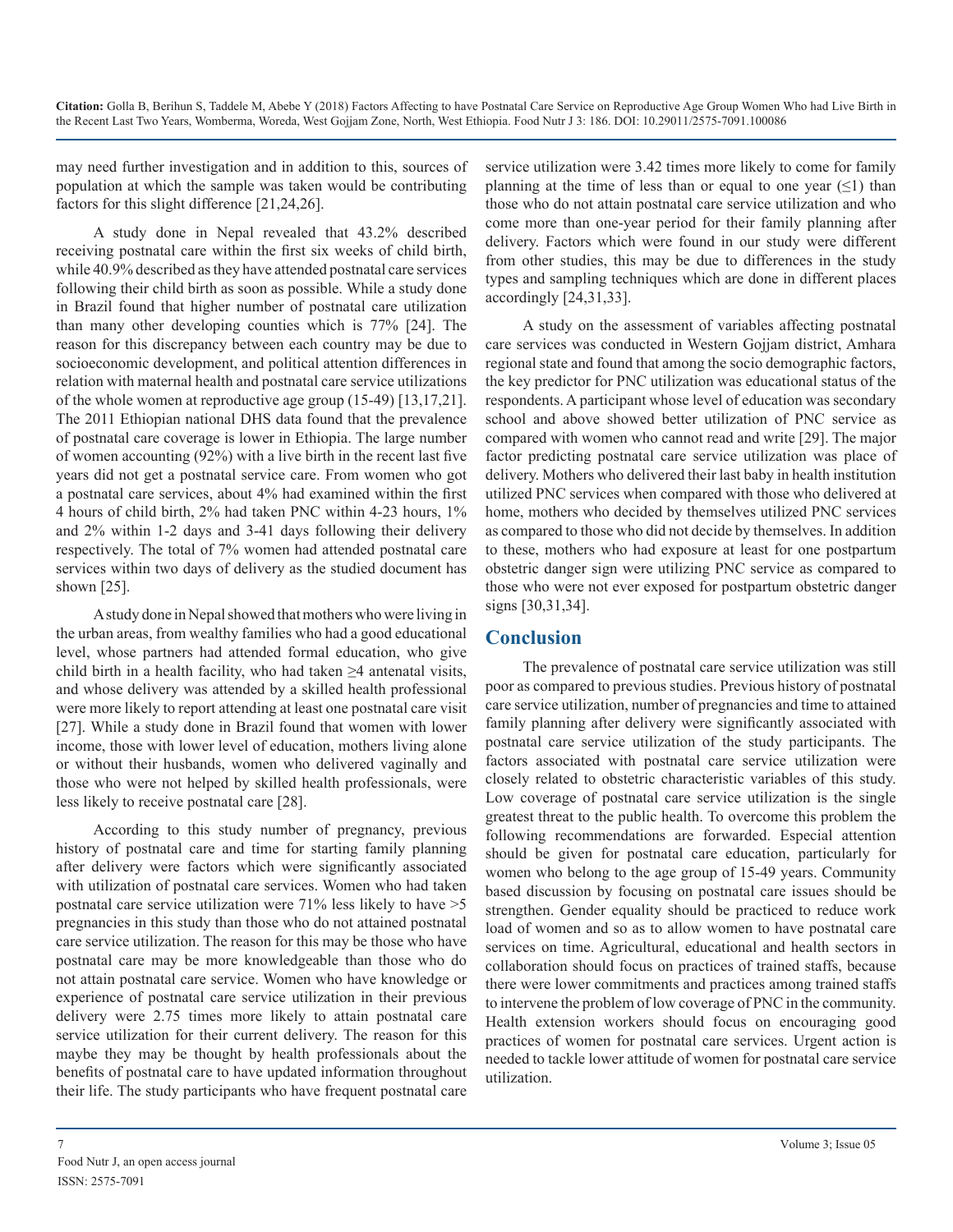may need further investigation and in addition to this, sources of population at which the sample was taken would be contributing factors for this slight difference [21,24,26].

A study done in Nepal revealed that 43.2% described receiving postnatal care within the first six weeks of child birth, while 40.9% described as they have attended postnatal care services following their child birth as soon as possible. While a study done in Brazil found that higher number of postnatal care utilization than many other developing counties which is 77% [24]. The reason for this discrepancy between each country may be due to socioeconomic development, and political attention differences in relation with maternal health and postnatal care service utilizations of the whole women at reproductive age group (15-49) [13,17,21]. The 2011 Ethiopian national DHS data found that the prevalence of postnatal care coverage is lower in Ethiopia. The large number of women accounting (92%) with a live birth in the recent last five years did not get a postnatal service care. From women who got a postnatal care services, about 4% had examined within the first 4 hours of child birth, 2% had taken PNC within 4-23 hours, 1% and 2% within 1-2 days and 3-41 days following their delivery respectively. The total of 7% women had attended postnatal care services within two days of delivery as the studied document has shown [25].

A study done in Nepal showed that mothers who were living in the urban areas, from wealthy families who had a good educational level, whose partners had attended formal education, who give child birth in a health facility, who had taken ≥4 antenatal visits, and whose delivery was attended by a skilled health professional were more likely to report attending at least one postnatal care visit [27]. While a study done in Brazil found that women with lower income, those with lower level of education, mothers living alone or without their husbands, women who delivered vaginally and those who were not helped by skilled health professionals, were less likely to receive postnatal care [28].

According to this study number of pregnancy, previous history of postnatal care and time for starting family planning after delivery were factors which were significantly associated with utilization of postnatal care services. Women who had taken postnatal care service utilization were 71% less likely to have >5 pregnancies in this study than those who do not attained postnatal care service utilization. The reason for this may be those who have postnatal care may be more knowledgeable than those who do not attain postnatal care service. Women who have knowledge or experience of postnatal care service utilization in their previous delivery were 2.75 times more likely to attain postnatal care service utilization for their current delivery. The reason for this maybe they may be thought by health professionals about the benefits of postnatal care to have updated information throughout their life. The study participants who have frequent postnatal care service utilization were 3.42 times more likely to come for family planning at the time of less than or equal to one year (≤1) than those who do not attain postnatal care service utilization and who come more than one-year period for their family planning after delivery. Factors which were found in our study were different from other studies, this may be due to differences in the study types and sampling techniques which are done in different places accordingly [24,31,33].

A study on the assessment of variables affecting postnatal care services was conducted in Western Gojjam district, Amhara regional state and found that among the socio demographic factors, the key predictor for PNC utilization was educational status of the respondents. A participant whose level of education was secondary school and above showed better utilization of PNC service as compared with women who cannot read and write [29]. The major factor predicting postnatal care service utilization was place of delivery. Mothers who delivered their last baby in health institution utilized PNC services when compared with those who delivered at home, mothers who decided by themselves utilized PNC services as compared to those who did not decide by themselves. In addition to these, mothers who had exposure at least for one postpartum obstetric danger sign were utilizing PNC service as compared to those who were not ever exposed for postpartum obstetric danger signs [30,31,34].

## Conclusion

The prevalence of postnatal care service utilization was still poor as compared to previous studies. Previous history of postnatal care service utilization, number of pregnancies and time to attained family planning after delivery were significantly associated with postnatal care service utilization of the study participants. The factors associated with postnatal care service utilization were closely related to obstetric characteristic variables of this study. Low coverage of postnatal care service utilization is the single greatest threat to the public health. To overcome this problem the following recommendations are forwarded. Especial attention should be given for postnatal care education, particularly for women who belong to the age group of 15-49 years. Community based discussion by focusing on postnatal care issues should be strengthen. Gender equality should be practiced to reduce work load of women and so as to allow women to have postnatal care services on time. Agricultural, educational and health sectors in collaboration should focus on practices of trained staffs, because there were lower commitments and practices among trained staffs to intervene the problem of low coverage of PNC in the community. Health extension workers should focus on encouraging good practices of women for postnatal care services. Urgent action is needed to tackle lower attitude of women for postnatal care service utilization.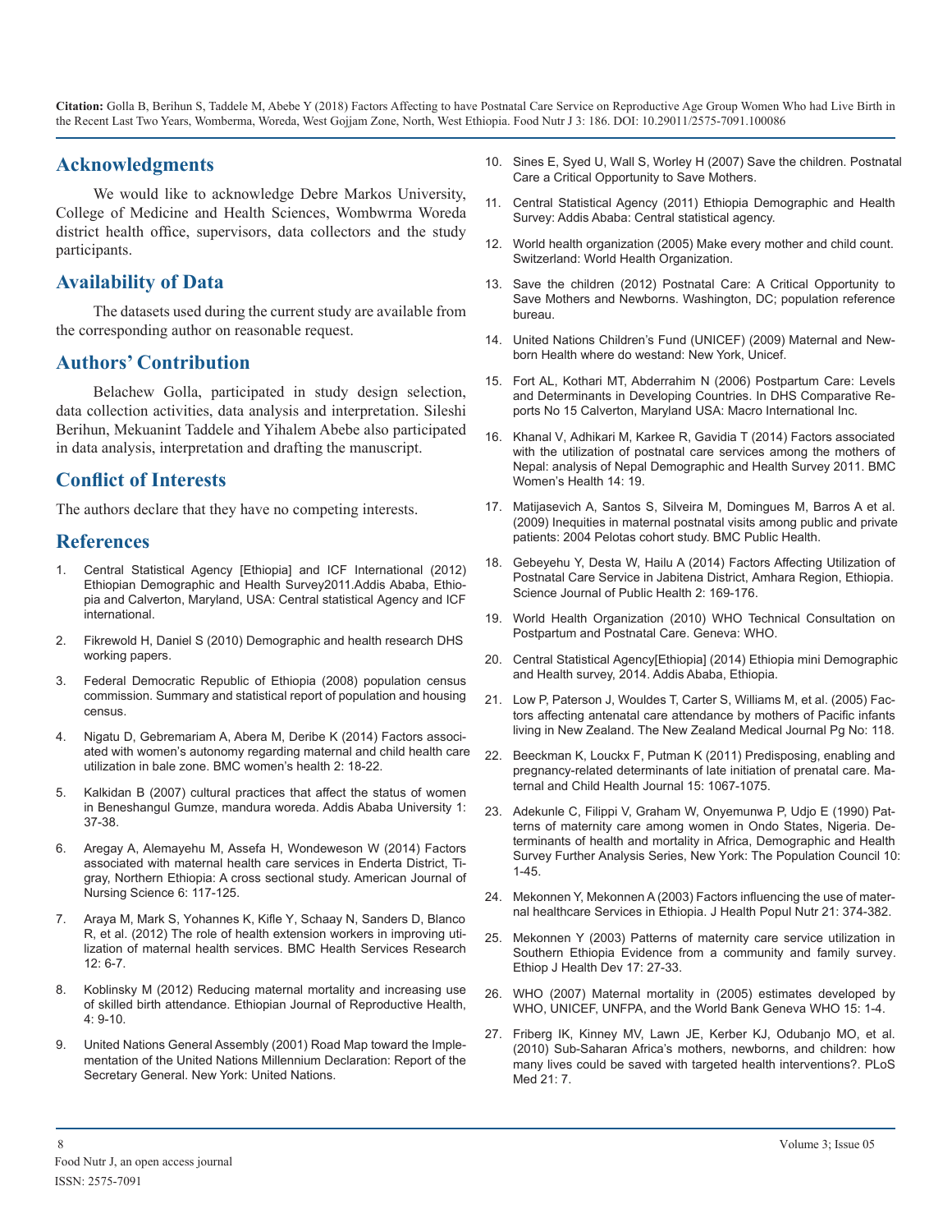## Acknowledgments

We would like to acknowledge Debre Markos University, College of Medicine and Health Sciences, Wombwrma Woreda district health office, supervisors, data collectors and the study participants.

## Availability of Data

The datasets used during the current study are available from the corresponding author on reasonable request.

## Authors' Contribution

Belachew Golla, participated in study design selection, data collection activities, data analysis and interpretation. Sileshi Berihun, Mekuanint Taddele and Yihalem Abebe also participated in data analysis, interpretation and drafting the manuscript.

## Conflict of Interests

The authors declare that they have no competing interests.

## References

1. Central Statistical Agency [Ethiopia] and ICF International (2012) Ethiopian Demographic and Health Survey2011.Addis Ababa, Ethiopia and Calverton, Maryland, USA: Central statistical Agency and ICF international.
2. Fikrewold H, Daniel S (2010) Demographic and health research DHS working papers.
3. Federal Democratic Republic of Ethiopia (2008) population census commission. Summary and statistical report of population and housing census.
4. Nigatu D, Gebremariam A, Abera M, Deribe K (2014) Factors associated with women's autonomy regarding maternal and child health care utilization in bale zone. BMC women's health 2: 18-22.
5. Kalkidan B (2007) cultural practices that affect the status of women in Beneshangul Gumze, mandura woreda. Addis Ababa University 1: 37-38.
6. Aregay A, Alemayehu M, Assefa H, Wondeweson W (2014) Factors associated with maternal health care services in Enderta District, Tigray, Northern Ethiopia: A cross sectional study. American Journal of Nursing Science 6: 117-125.
7. Araya M, Mark S, Yohannes K, Kifle Y, Schaay N, Sanders D, Blanco R, et al. (2012) The role of health extension workers in improving utilization of maternal health services. BMC Health Services Research 12: 6-7.
8. Koblinsky M (2012) Reducing maternal mortality and increasing use of skilled birth attendance. Ethiopian Journal of Reproductive Health, 4: 9-10.
9. United Nations General Assembly (2001) Road Map toward the Implementation of the United Nations Millennium Declaration: Report of the Secretary General. New York: United Nations.
10. Sines E, Syed U, Wall S, Worley H (2007) Save the children. Postnatal Care a Critical Opportunity to Save Mothers.
11. Central Statistical Agency (2011) Ethiopia Demographic and Health Survey: Addis Ababa: Central statistical agency.
12. World health organization (2005) Make every mother and child count. Switzerland: World Health Organization.
13. Save the children (2012) Postnatal Care: A Critical Opportunity to Save Mothers and Newborns. Washington, DC; population reference bureau.
14. United Nations Children's Fund (UNICEF) (2009) Maternal and Newborn Health where do westand: New York, Unicef.
15. Fort AL, Kothari MT, Abderrahim N (2006) Postpartum Care: Levels and Determinants in Developing Countries. In DHS Comparative Reports No 15 Calverton, Maryland USA: Macro International Inc.
16. Khanal V, Adhikari M, Karkee R, Gavidia T (2014) Factors associated with the utilization of postnatal care services among the mothers of Nepal: analysis of Nepal Demographic and Health Survey 2011. BMC Women's Health 14: 19.
17. Matijasevich A, Santos S, Silveira M, Domingues M, Barros A et al. (2009) Inequities in maternal postnatal visits among public and private patients: 2004 Pelotas cohort study. BMC Public Health.
18. Gebeyehu Y, Desta W, Hailu A (2014) Factors Affecting Utilization of Postnatal Care Service in Jabitena District, Amhara Region, Ethiopia. Science Journal of Public Health 2: 169-176.
19. World Health Organization (2010) WHO Technical Consultation on Postpartum and Postnatal Care. Geneva: WHO.
20. Central Statistical Agency[Ethiopia] (2014) Ethiopia mini Demographic and Health survey, 2014. Addis Ababa, Ethiopia.
21. Low P, Paterson J, Wouldes T, Carter S, Williams M, et al. (2005) Factors affecting antenatal care attendance by mothers of Pacific infants living in New Zealand. The New Zealand Medical Journal Pg No: 118.
22. Beeckman K, Louckx F, Putman K (2011) Predisposing, enabling and pregnancy-related determinants of late initiation of prenatal care. Maternal and Child Health Journal 15: 1067-1075.
23. Adekunle C, Filippi V, Graham W, Onyemunwa P, Udjo E (1990) Patterns of maternity care among women in Ondo States, Nigeria. Determinants of health and mortality in Africa, Demographic and Health Survey Further Analysis Series, New York: The Population Council 10: 1-45.
24. Mekonnen Y, Mekonnen A (2003) Factors influencing the use of maternal healthcare Services in Ethiopia. J Health Popul Nutr 21: 374-382.
25. Mekonnen Y (2003) Patterns of maternity care service utilization in Southern Ethiopia Evidence from a community and family survey. Ethiop J Health Dev 17: 27-33.
26. WHO (2007) Maternal mortality in (2005) estimates developed by WHO, UNICEF, UNFPA, and the World Bank Geneva WHO 15: 1-4.
27. Friberg IK, Kinney MV, Lawn JE, Kerber KJ, Odubanjo MO, et al. (2010) Sub-Saharan Africa's mothers, newborns, and children: how many lives could be saved with targeted health interventions?. PLoS Med 21: 7.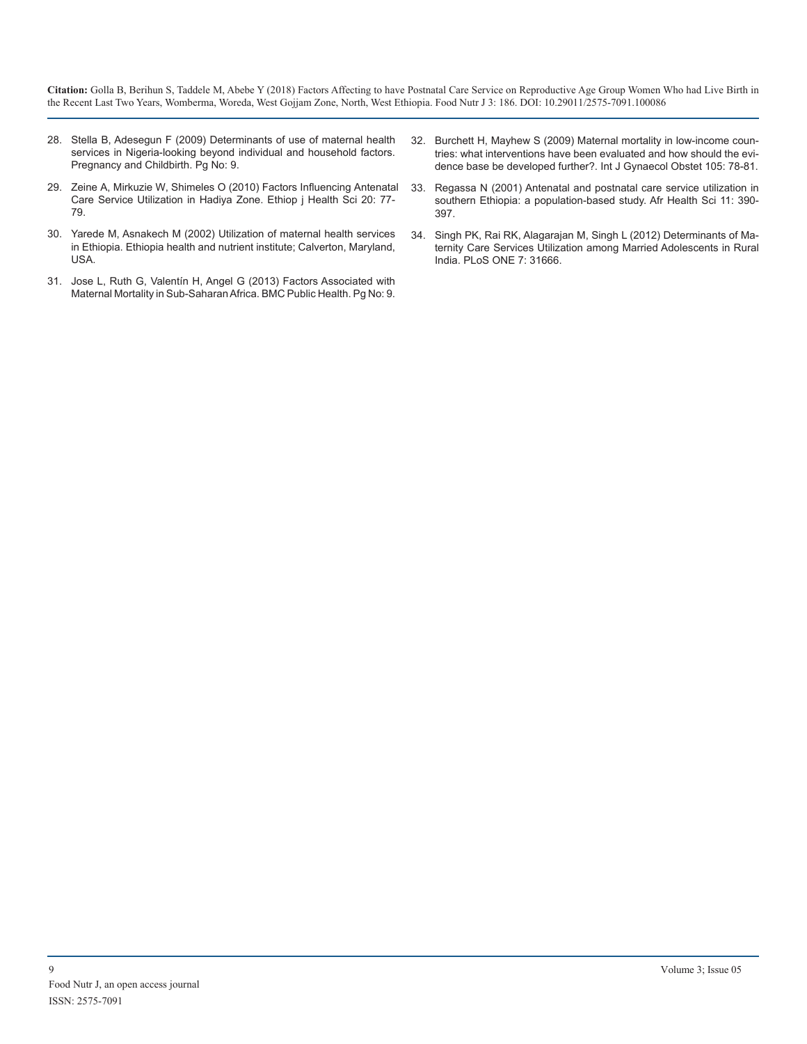28. Stella B, Adesegun F (2009) Determinants of use of maternal health services in Nigeria-looking beyond individual and household factors. Pregnancy and Childbirth. Pg No: 9.

29. Zeine A, Mirkuzie W, Shimeles O (2010) Factors Influencing Antenatal Care Service Utilization in Hadiya Zone. Ethiop j Health Sci 20: 77-79.

30. Yarede M, Asnakech M (2002) Utilization of maternal health services in Ethiopia. Ethiopia health and nutrient institute; Calverton, Maryland, USA.

31. Jose L, Ruth G, Valentín H, Angel G (2013) Factors Associated with Maternal Mortality in Sub-Saharan Africa. BMC Public Health. Pg No: 9.

32. Burchett H, Mayhew S (2009) Maternal mortality in low-income countries: what interventions have been evaluated and how should the evidence base be developed further?. Int J Gynaecol Obstet 105: 78-81.

33. Regassa N (2001) Antenatal and postnatal care service utilization in southern Ethiopia: a population-based study. Afr Health Sci 11: 390-397.

34. Singh PK, Rai RK, Alagarajan M, Singh L (2012) Determinants of Maternity Care Services Utilization among Married Adolescents in Rural India. PLoS ONE 7: 31666.